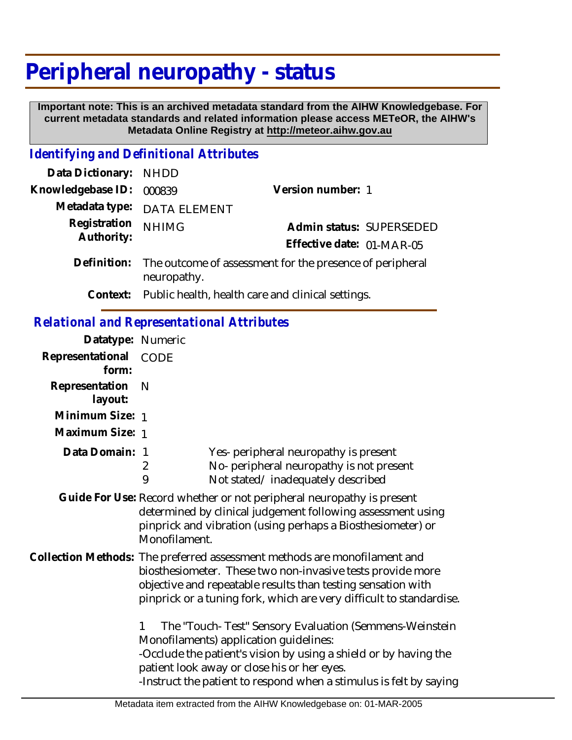# Peripheral neuropathy - status

**Important note: This is an archived metadata standard from the AIHW Knowledgebase. For current metadata standards and related information please access METeOR, the AIHW's Metadata Online Registry at http://meteor.aihw.gov.au**

## *Identifying and Definitional Attributes*

**Data Dictionary:** NHDD

**Knowledgebase ID:** 000839

**Version number:** 1

**Metadata type:** DATA ELEMENT

**Registration Authority:** NHIMG

**Admin status:** SUPERSEDED

**Effective date:** 01-MAR-05

**Definition:** The outcome of assessment for the presence of peripheral neuropathy.

**Context:** Public health, health care and clinical settings.

## *Relational and Representational Attributes*

**Datatype:** Numeric

**Representational form:** CODE

**Representation layout:** N

**Minimum Size:** 1

**Maximum Size:** 1

**Data Domain:**

| | |
|---|---|
| 1 | Yes- peripheral neuropathy is present |
| 2 | No- peripheral neuropathy is not present |
| 9 | Not stated/ inadequately described |

**Guide For Use:** Record whether or not peripheral neuropathy is present determined by clinical judgement following assessment using pinprick and vibration (using perhaps a Biosthesiometer) or Monofilament.

**Collection Methods:** The preferred assessment methods are monofilament and biosthesiometer. These two non-invasive tests provide more objective and repeatable results than testing sensation with pinprick or a tuning fork, which are very difficult to standardise.

1 The "Touch- Test" Sensory Evaluation (Semmens-Weinstein Monofilaments) application guidelines:

-Occlude the patient's vision by using a shield or by having the patient look away or close his or her eyes.

-Instruct the patient to respond when a stimulus is felt by saying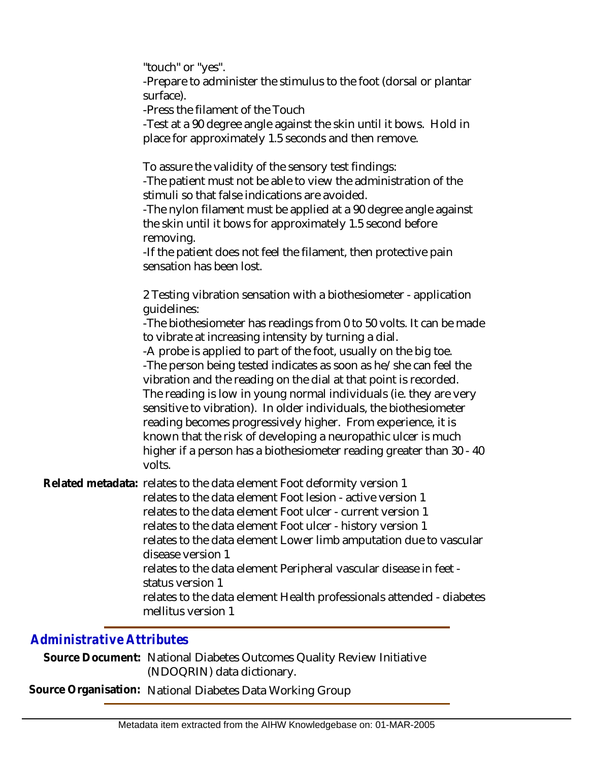"touch" or "yes".

-Prepare to administer the stimulus to the foot (dorsal or plantar surface).

-Press the filament of the Touch

-Test at a 90 degree angle against the skin until it bows. Hold in place for approximately 1.5 seconds and then remove.

To assure the validity of the sensory test findings:

-The patient must not be able to view the administration of the stimuli so that false indications are avoided.

-The nylon filament must be applied at a 90 degree angle against the skin until it bows for approximately 1.5 second before removing.

-If the patient does not feel the filament, then protective pain sensation has been lost.

2 Testing vibration sensation with a biothesiometer - application guidelines:

-The biothesiometer has readings from 0 to 50 volts. It can be made to vibrate at increasing intensity by turning a dial.

-A probe is applied to part of the foot, usually on the big toe.

-The person being tested indicates as soon as he/she can feel the vibration and the reading on the dial at that point is recorded. The reading is low in young normal individuals (ie. they are very sensitive to vibration). In older individuals, the biothesiometer reading becomes progressively higher. From experience, it is known that the risk of developing a neuropathic ulcer is much higher if a person has a biothesiometer reading greater than 30 - 40 volts.

**Related metadata:** relates to the data element Foot deformity version 1
relates to the data element Foot lesion - active version 1
relates to the data element Foot ulcer - current version 1
relates to the data element Foot ulcer - history version 1
relates to the data element Lower limb amputation due to vascular disease version 1
relates to the data element Peripheral vascular disease in feet - status version 1
relates to the data element Health professionals attended - diabetes mellitus version 1

## *Administrative Attributes*

**Source Document:** National Diabetes Outcomes Quality Review Initiative (NDOQRIN) data dictionary.

**Source Organisation:** National Diabetes Data Working Group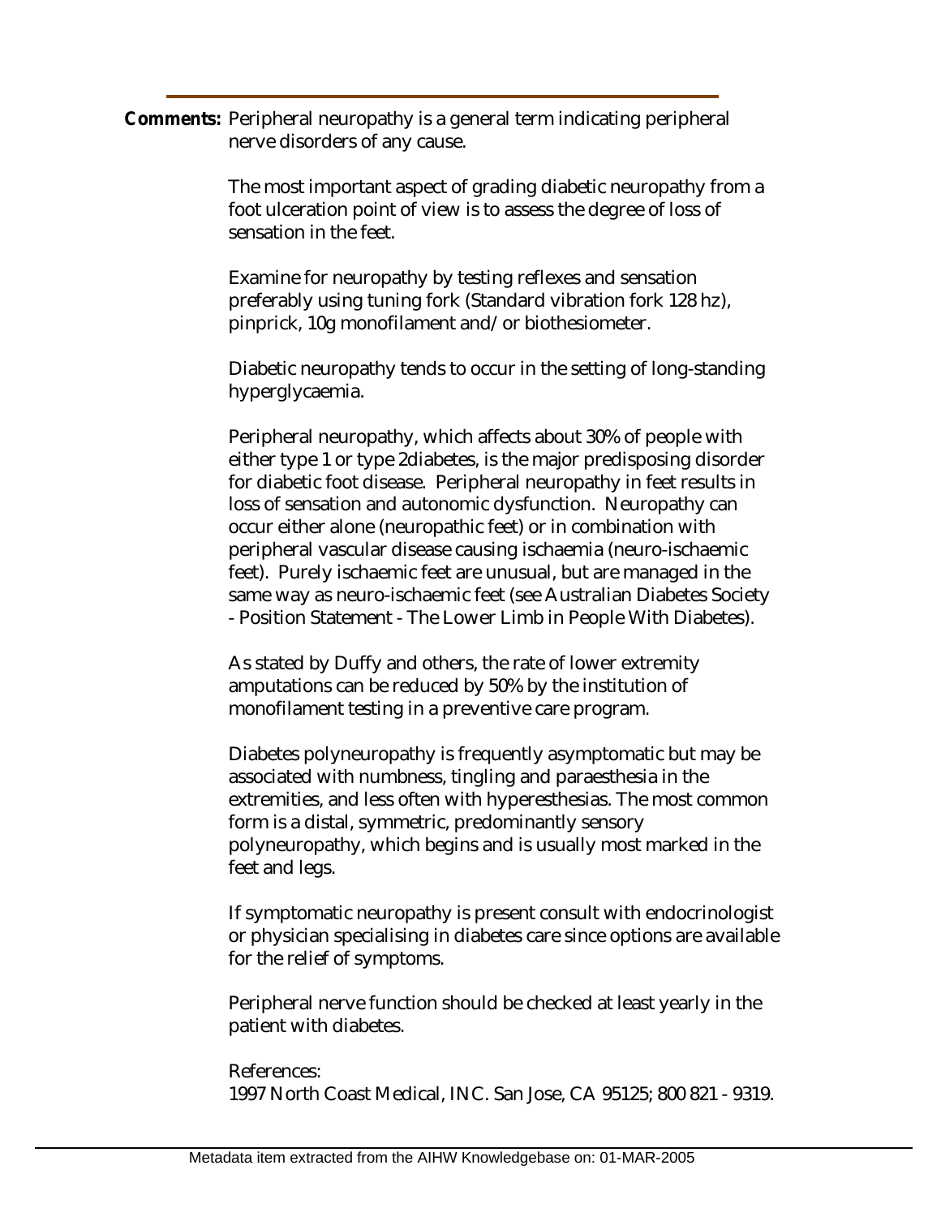**Comments:** Peripheral neuropathy is a general term indicating peripheral nerve disorders of any cause.

The most important aspect of grading diabetic neuropathy from a foot ulceration point of view is to assess the degree of loss of sensation in the feet.

Examine for neuropathy by testing reflexes and sensation preferably using tuning fork (Standard vibration fork 128 hz), pinprick, 10g monofilament and/ or biothesiometer.

Diabetic neuropathy tends to occur in the setting of long-standing hyperglycaemia.

Peripheral neuropathy, which affects about 30% of people with either type 1 or type 2diabetes, is the major predisposing disorder for diabetic foot disease. Peripheral neuropathy in feet results in loss of sensation and autonomic dysfunction. Neuropathy can occur either alone (neuropathic feet) or in combination with peripheral vascular disease causing ischaemia (neuro-ischaemic feet). Purely ischaemic feet are unusual, but are managed in the same way as neuro-ischaemic feet (see Australian Diabetes Society - Position Statement - The Lower Limb in People With Diabetes).

As stated by Duffy and others, the rate of lower extremity amputations can be reduced by 50% by the institution of monofilament testing in a preventive care program.

Diabetes polyneuropathy is frequently asymptomatic but may be associated with numbness, tingling and paraesthesia in the extremities, and less often with hyperesthesias. The most common form is a distal, symmetric, predominantly sensory polyneuropathy, which begins and is usually most marked in the feet and legs.

If symptomatic neuropathy is present consult with endocrinologist or physician specialising in diabetes care since options are available for the relief of symptoms.

Peripheral nerve function should be checked at least yearly in the patient with diabetes.

References:
1997 North Coast Medical, INC. San Jose, CA 95125; 800 821 - 9319.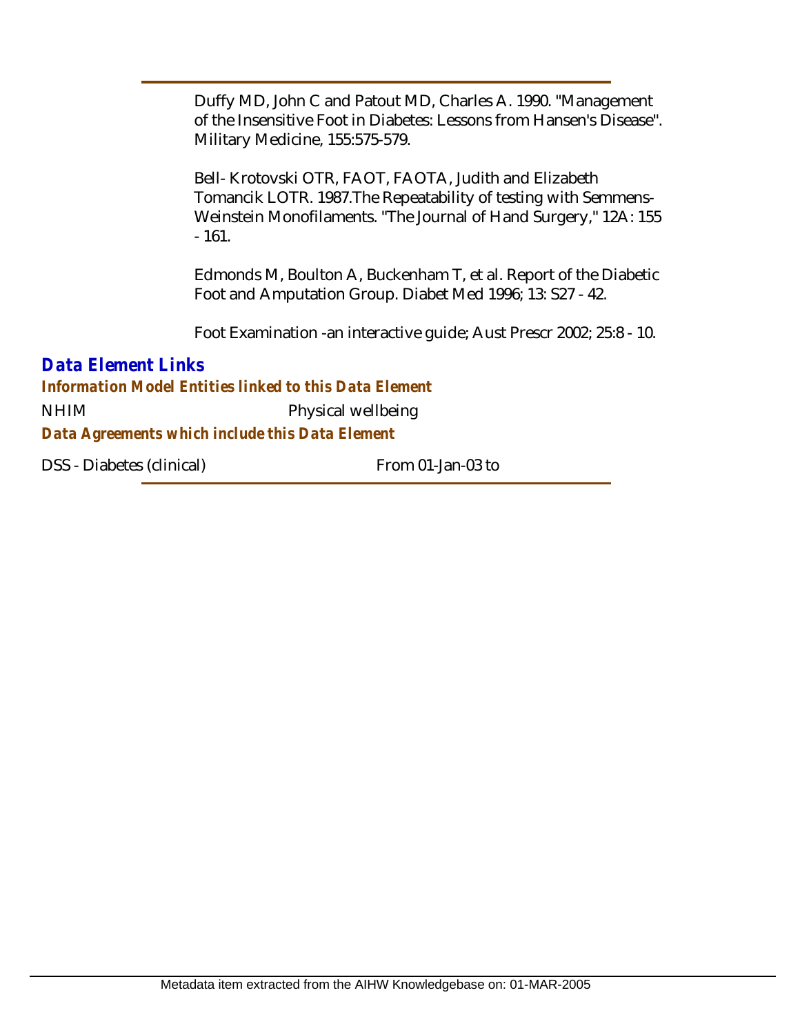Duffy MD, John C and Patout MD, Charles A. 1990. "Management of the Insensitive Foot in Diabetes: Lessons from Hansen's Disease". Military Medicine, 155:575-579.

Bell- Krotovski OTR, FAOT, FAOTA, Judith and Elizabeth Tomancik LOTR. 1987.The Repeatability of testing with Semmens-Weinstein Monofilaments. "The Journal of Hand Surgery," 12A: 155 - 161.

Edmonds M, Boulton A, Buckenham T, et al. Report of the Diabetic Foot and Amputation Group. Diabet Med 1996; 13: S27 - 42.

Foot Examination -an interactive guide; Aust Prescr 2002; 25:8 - 10.

## Data Element Links

### Information Model Entities linked to this Data Element

| | |
|---|---|
| NHIM | Physical wellbeing |

### Data Agreements which include this Data Element

| | |
|---|---|
| DSS - Diabetes (clinical) | From 01-Jan-03 to |

Metadata item extracted from the AIHW Knowledgebase on: 01-MAR-2005